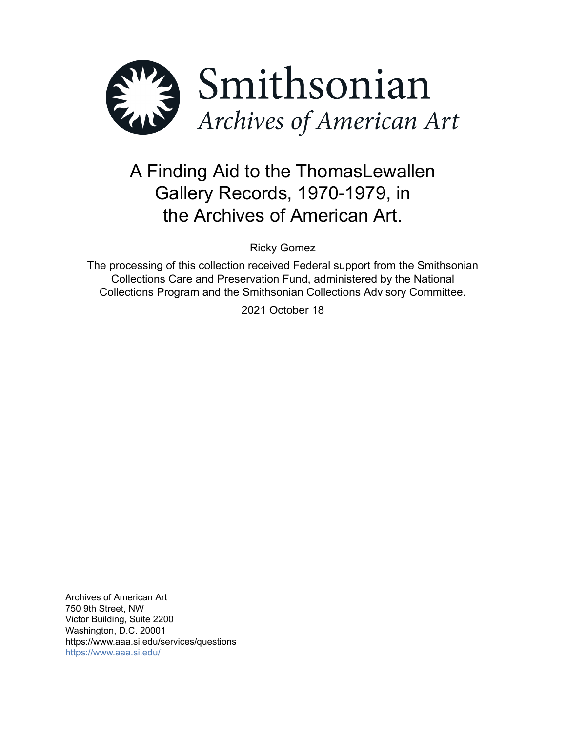Smithsonian
*Archives of American Art*

# A Finding Aid to the ThomasLewallen Gallery Records, 1970-1979, in the Archives of American Art.

Ricky Gomez

The processing of this collection received Federal support from the Smithsonian Collections Care and Preservation Fund, administered by the National Collections Program and the Smithsonian Collections Advisory Committee.

2021 October 18

Archives of American Art
750 9th Street, NW
Victor Building, Suite 2200
Washington, D.C. 20001
https://www.aaa.si.edu/services/questions
https://www.aaa.si.edu/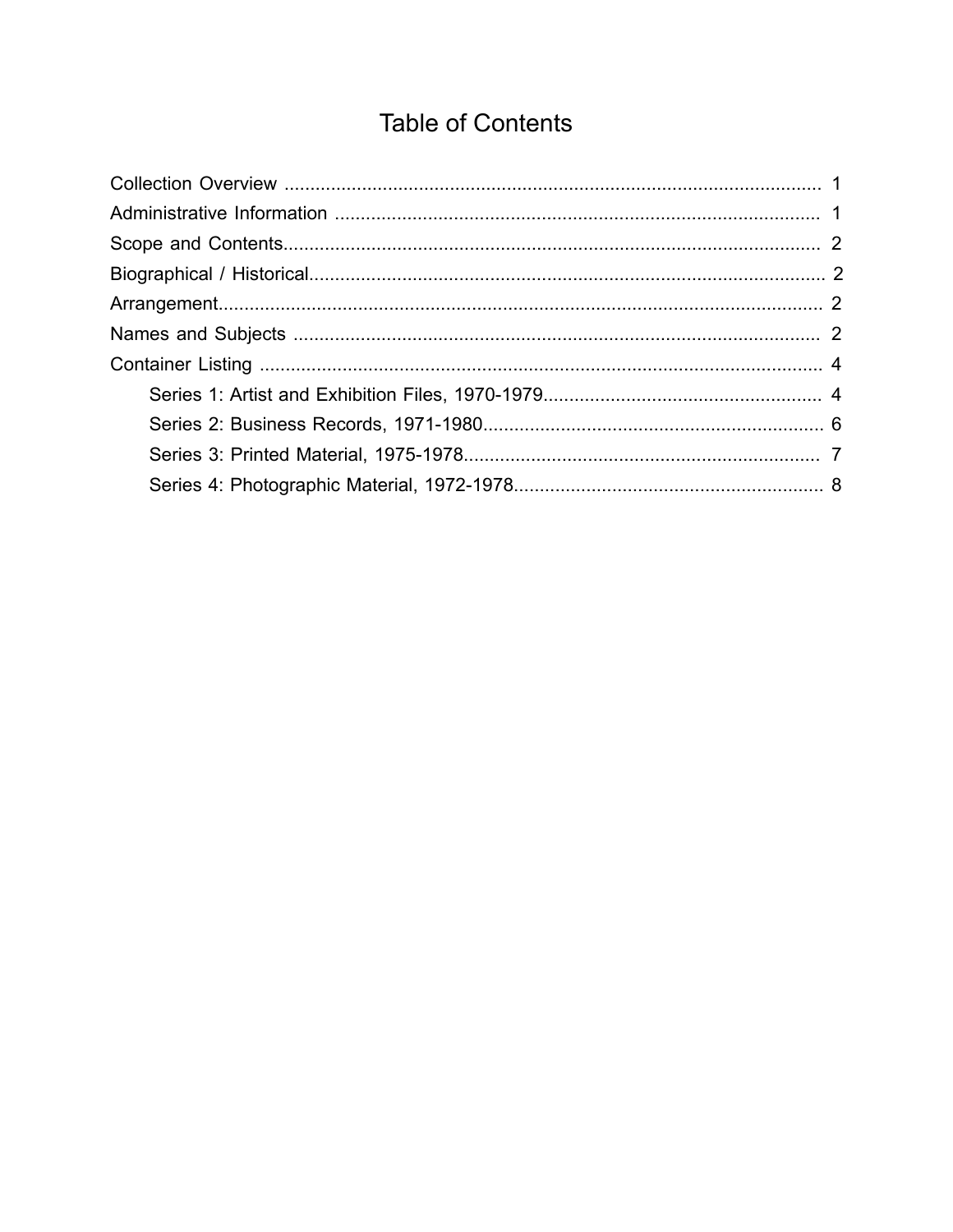# Table of Contents

- Collection Overview ........................................................................................................ 1
- Administrative Information .............................................................................................. 1
- Scope and Contents........................................................................................................ 2
- Biographical / Historical.................................................................................................... 2
- Arrangement...................................................................................................................... 2
- Names and Subjects ....................................................................................................... 2
- Container Listing .............................................................................................................. 4
    - Series 1: Artist and Exhibition Files, 1970-1979...................................................... 4
    - Series 2: Business Records, 1971-1980.................................................................. 6
    - Series 3: Printed Material, 1975-1978..................................................................... 7
    - Series 4: Photographic Material, 1972-1978............................................................ 8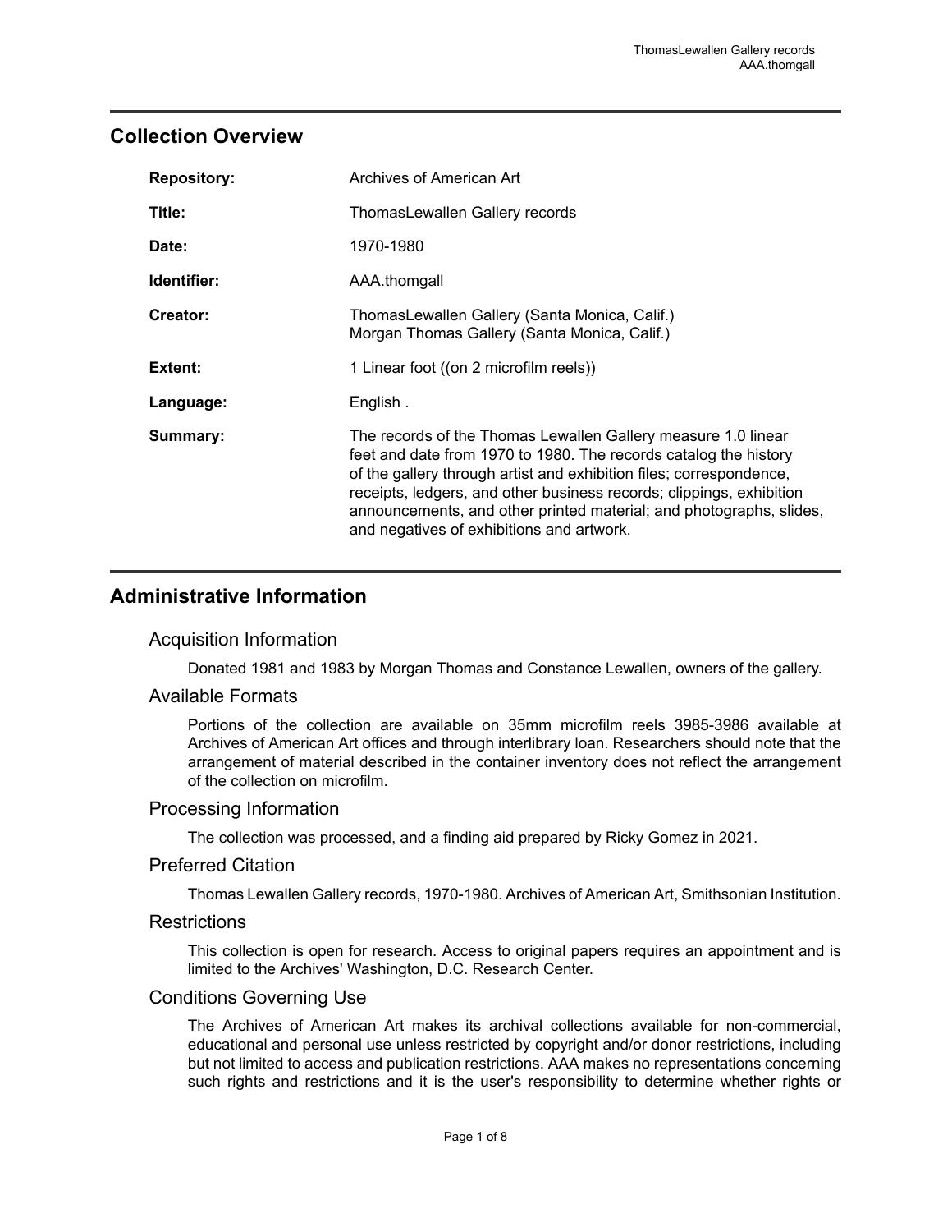## Collection Overview

| | |
|---|---|
| **Repository:** | Archives of American Art |
| **Title:** | ThomasLewallen Gallery records |
| **Date:** | 1970-1980 |
| **Identifier:** | AAA.thomgall |
| **Creator:** | ThomasLewallen Gallery (Santa Monica, Calif.)<br>Morgan Thomas Gallery (Santa Monica, Calif.) |
| **Extent:** | 1 Linear foot ((on 2 microfilm reels)) |
| **Language:** | English . |
| **Summary:** | The records of the Thomas Lewallen Gallery measure 1.0 linear feet and date from 1970 to 1980. The records catalog the history of the gallery through artist and exhibition files; correspondence, receipts, ledgers, and other business records; clippings, exhibition announcements, and other printed material; and photographs, slides, and negatives of exhibitions and artwork. |

## Administrative Information

### Acquisition Information

Donated 1981 and 1983 by Morgan Thomas and Constance Lewallen, owners of the gallery.

### Available Formats

Portions of the collection are available on 35mm microfilm reels 3985-3986 available at Archives of American Art offices and through interlibrary loan. Researchers should note that the arrangement of material described in the container inventory does not reflect the arrangement of the collection on microfilm.

### Processing Information

The collection was processed, and a finding aid prepared by Ricky Gomez in 2021.

### Preferred Citation

Thomas Lewallen Gallery records, 1970-1980. Archives of American Art, Smithsonian Institution.

### Restrictions

This collection is open for research. Access to original papers requires an appointment and is limited to the Archives' Washington, D.C. Research Center.

### Conditions Governing Use

The Archives of American Art makes its archival collections available for non-commercial, educational and personal use unless restricted by copyright and/or donor restrictions, including but not limited to access and publication restrictions. AAA makes no representations concerning such rights and restrictions and it is the user's responsibility to determine whether rights or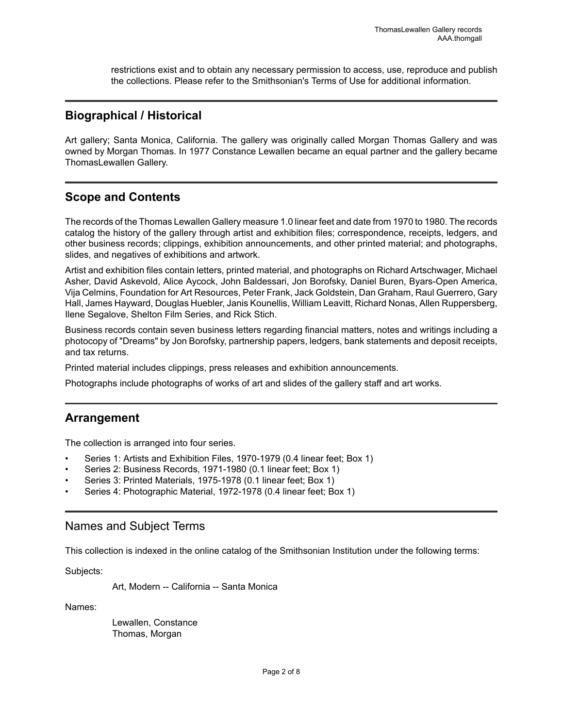restrictions exist and to obtain any necessary permission to access, use, reproduce and publish the collections. Please refer to the Smithsonian's Terms of Use for additional information.

## Biographical / Historical

Art gallery; Santa Monica, California. The gallery was originally called Morgan Thomas Gallery and was owned by Morgan Thomas. In 1977 Constance Lewallen became an equal partner and the gallery became ThomasLewallen Gallery.

## Scope and Contents

The records of the Thomas Lewallen Gallery measure 1.0 linear feet and date from 1970 to 1980. The records catalog the history of the gallery through artist and exhibition files; correspondence, receipts, ledgers, and other business records; clippings, exhibition announcements, and other printed material; and photographs, slides, and negatives of exhibitions and artwork.

Artist and exhibition files contain letters, printed material, and photographs on Richard Artschwager, Michael Asher, David Askevold, Alice Aycock, John Baldessari, Jon Borofsky, Daniel Buren, Byars-Open America, Vija Celmins, Foundation for Art Resources, Peter Frank, Jack Goldstein, Dan Graham, Raul Guerrero, Gary Hall, James Hayward, Douglas Huebler, Janis Kounellis, William Leavitt, Richard Nonas, Allen Ruppersberg, Ilene Segalove, Shelton Film Series, and Rick Stich.

Business records contain seven business letters regarding financial matters, notes and writings including a photocopy of "Dreams" by Jon Borofsky, partnership papers, ledgers, bank statements and deposit receipts, and tax returns.

Printed material includes clippings, press releases and exhibition announcements.

Photographs include photographs of works of art and slides of the gallery staff and art works.

## Arrangement

The collection is arranged into four series.

- Series 1: Artists and Exhibition Files, 1970-1979 (0.4 linear feet; Box 1)
- Series 2: Business Records, 1971-1980 (0.1 linear feet; Box 1)
- Series 3: Printed Materials, 1975-1978 (0.1 linear feet; Box 1)
- Series 4: Photographic Material, 1972-1978 (0.4 linear feet; Box 1)

## Names and Subject Terms

This collection is indexed in the online catalog of the Smithsonian Institution under the following terms:

Subjects:

Art, Modern -- California -- Santa Monica

Names:

Lewallen, Constance
Thomas, Morgan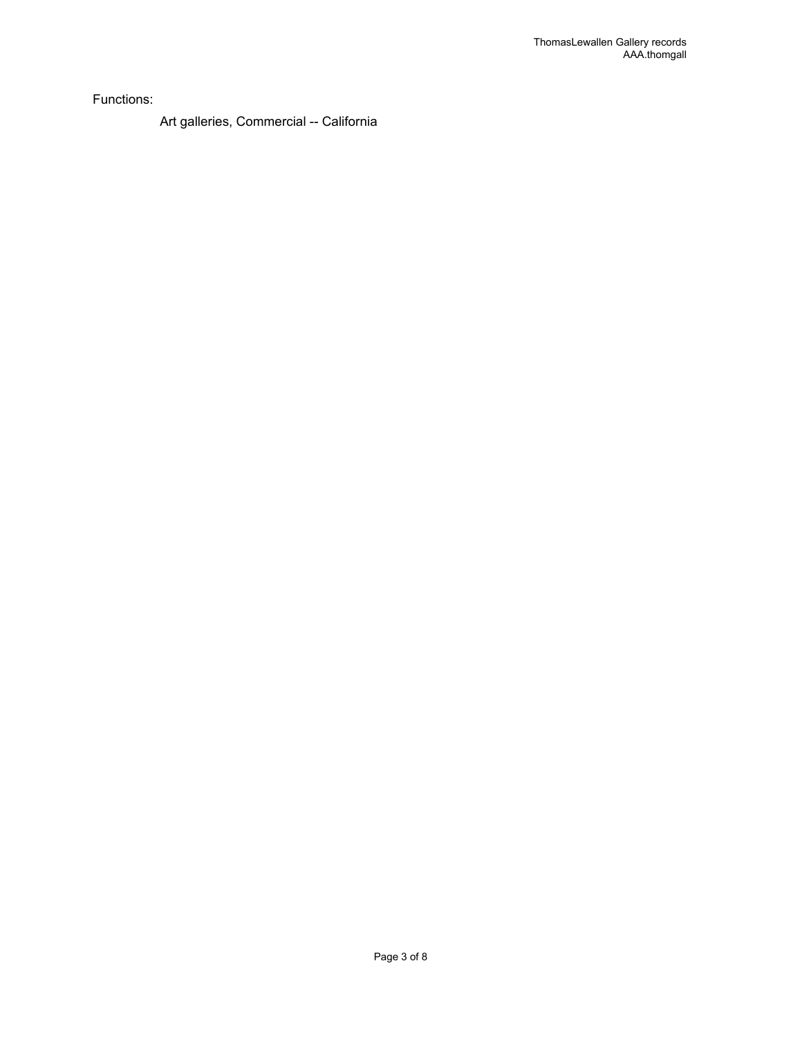Functions:

Art galleries, Commercial -- California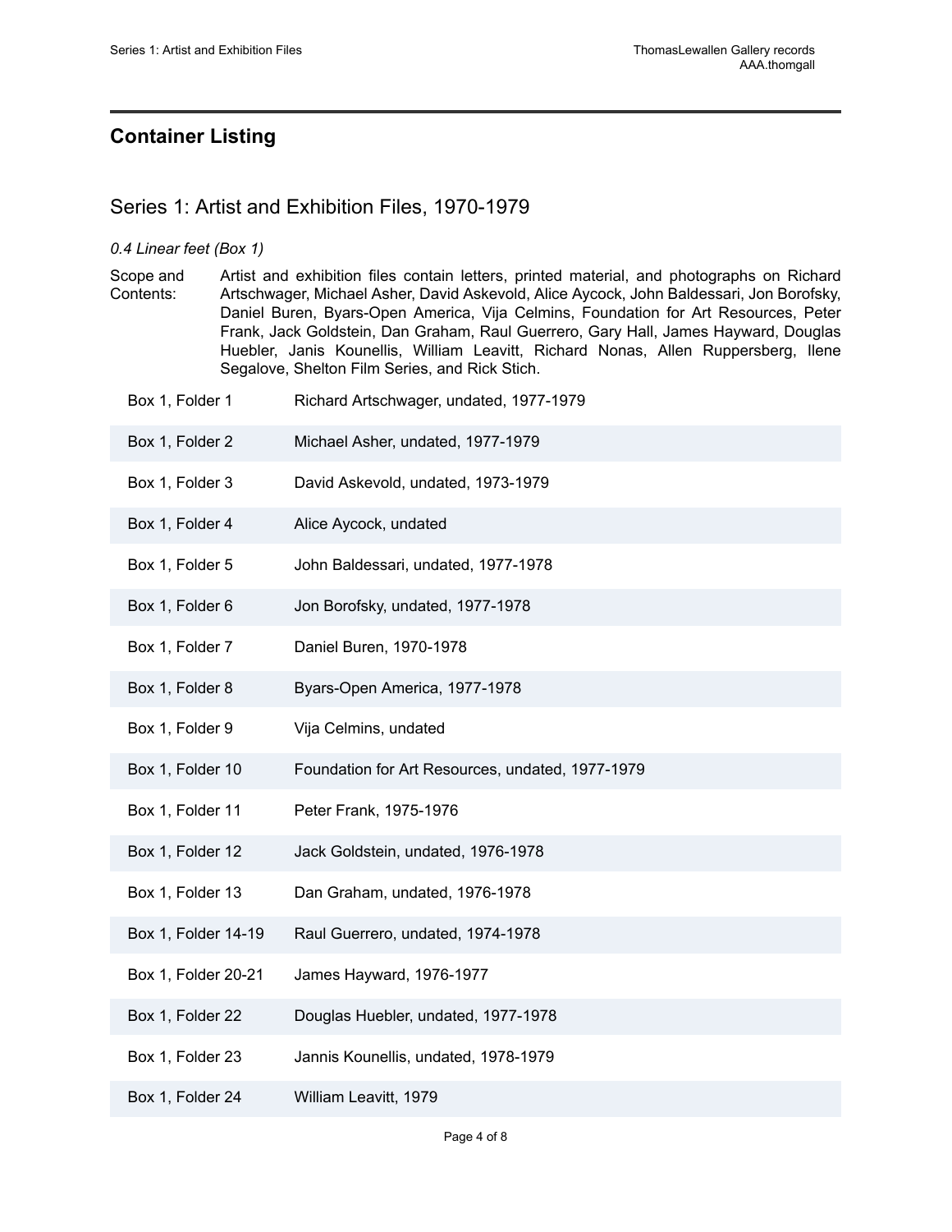## Container Listing

### Series 1: Artist and Exhibition Files, 1970-1979

*0.4 Linear feet (Box 1)*

Scope and Contents: Artist and exhibition files contain letters, printed material, and photographs on Richard Artschwager, Michael Asher, David Askevold, Alice Aycock, John Baldessari, Jon Borofsky, Daniel Buren, Byars-Open America, Vija Celmins, Foundation for Art Resources, Peter Frank, Jack Goldstein, Dan Graham, Raul Guerrero, Gary Hall, James Hayward, Douglas Huebler, Janis Kounellis, William Leavitt, Richard Nonas, Allen Ruppersberg, Ilene Segalove, Shelton Film Series, and Rick Stich.

| | |
|---|---|
| Box 1, Folder 1 | Richard Artschwager, undated, 1977-1979 |
| Box 1, Folder 2 | Michael Asher, undated, 1977-1979 |
| Box 1, Folder 3 | David Askevold, undated, 1973-1979 |
| Box 1, Folder 4 | Alice Aycock, undated |
| Box 1, Folder 5 | John Baldessari, undated, 1977-1978 |
| Box 1, Folder 6 | Jon Borofsky, undated, 1977-1978 |
| Box 1, Folder 7 | Daniel Buren, 1970-1978 |
| Box 1, Folder 8 | Byars-Open America, 1977-1978 |
| Box 1, Folder 9 | Vija Celmins, undated |
| Box 1, Folder 10 | Foundation for Art Resources, undated, 1977-1979 |
| Box 1, Folder 11 | Peter Frank, 1975-1976 |
| Box 1, Folder 12 | Jack Goldstein, undated, 1976-1978 |
| Box 1, Folder 13 | Dan Graham, undated, 1976-1978 |
| Box 1, Folder 14-19 | Raul Guerrero, undated, 1974-1978 |
| Box 1, Folder 20-21 | James Hayward, 1976-1977 |
| Box 1, Folder 22 | Douglas Huebler, undated, 1977-1978 |
| Box 1, Folder 23 | Jannis Kounellis, undated, 1978-1979 |
| Box 1, Folder 24 | William Leavitt, 1979 |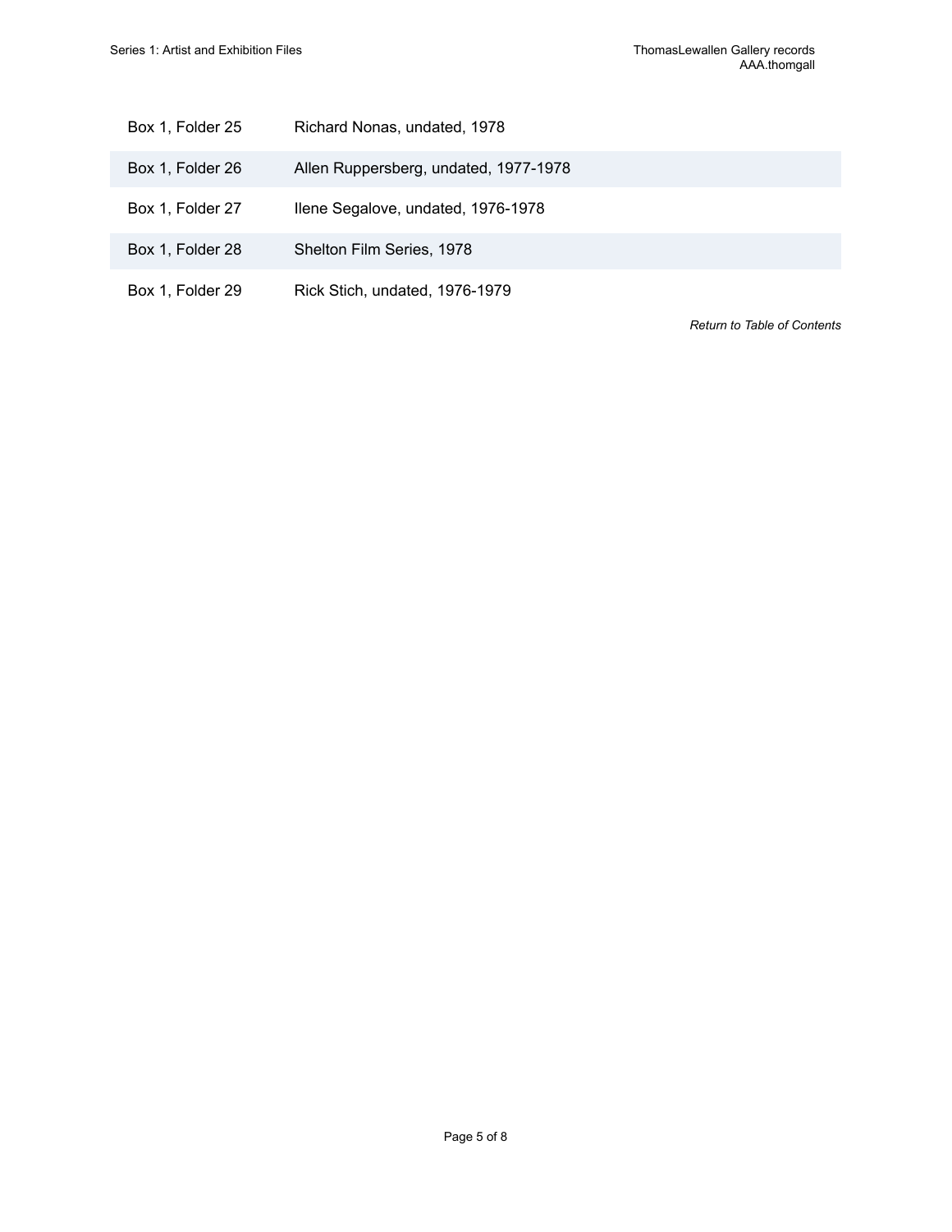| | |
|---|---|
| Box 1, Folder 25 | Richard Nonas, undated, 1978 |
| Box 1, Folder 26 | Allen Ruppersberg, undated, 1977-1978 |
| Box 1, Folder 27 | Ilene Segalove, undated, 1976-1978 |
| Box 1, Folder 28 | Shelton Film Series, 1978 |
| Box 1, Folder 29 | Rick Stich, undated, 1976-1979 |

*Return to Table of Contents*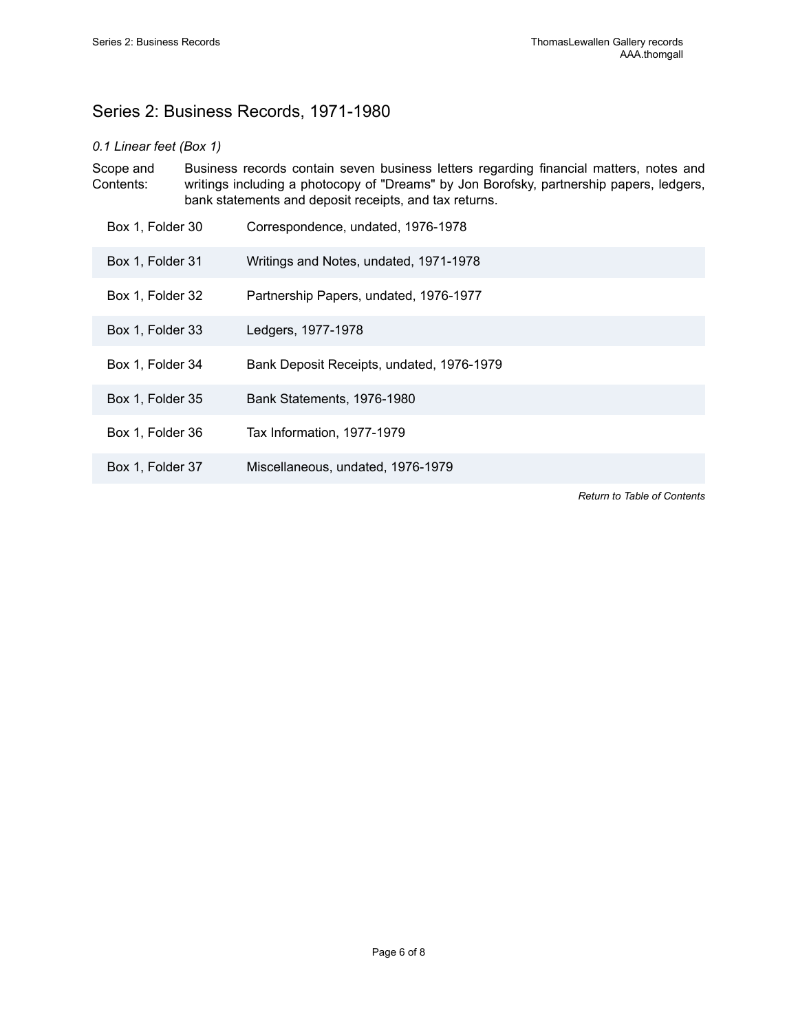## Series 2: Business Records, 1971-1980

*0.1 Linear feet (Box 1)*

Scope and Contents: Business records contain seven business letters regarding financial matters, notes and writings including a photocopy of "Dreams" by Jon Borofsky, partnership papers, ledgers, bank statements and deposit receipts, and tax returns.

| | |
|---|---|
| Box 1, Folder 30 | Correspondence, undated, 1976-1978 |
| Box 1, Folder 31 | Writings and Notes, undated, 1971-1978 |
| Box 1, Folder 32 | Partnership Papers, undated, 1976-1977 |
| Box 1, Folder 33 | Ledgers, 1977-1978 |
| Box 1, Folder 34 | Bank Deposit Receipts, undated, 1976-1979 |
| Box 1, Folder 35 | Bank Statements, 1976-1980 |
| Box 1, Folder 36 | Tax Information, 1977-1979 |
| Box 1, Folder 37 | Miscellaneous, undated, 1976-1979 |

*Return to Table of Contents*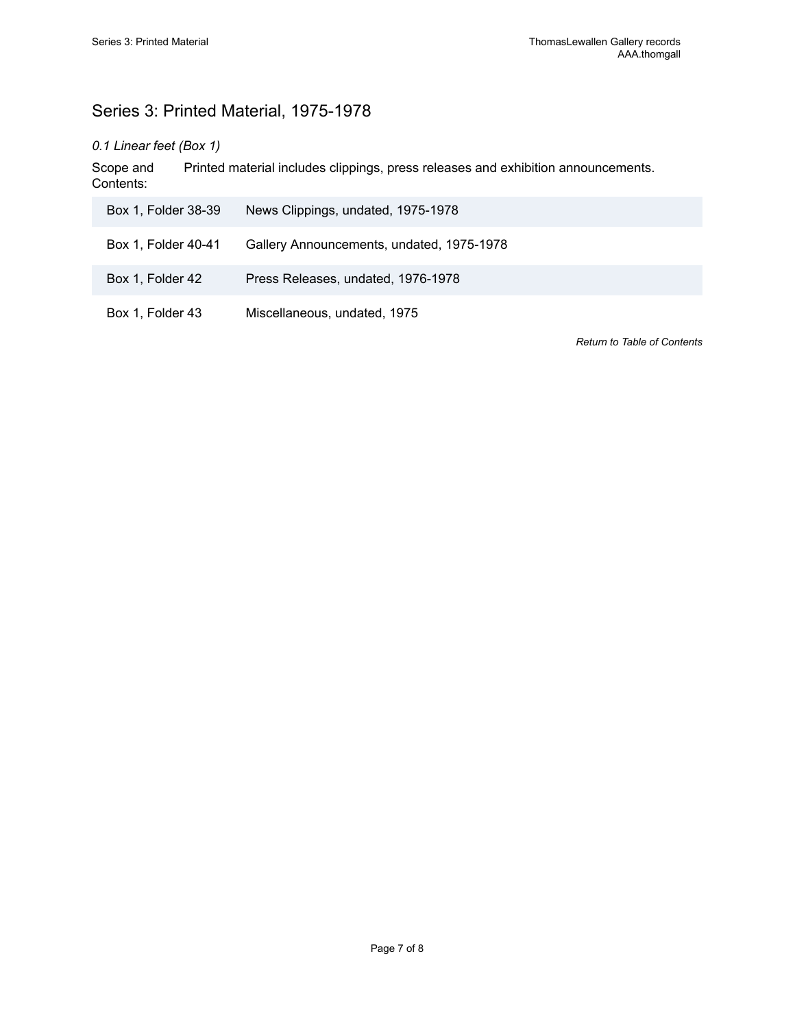## Series 3: Printed Material, 1975-1978

*0.1 Linear feet (Box 1)*

Scope and Contents: Printed material includes clippings, press releases and exhibition announcements.

| | |
|---|---|
| Box 1, Folder 38-39 | News Clippings, undated, 1975-1978 |
| Box 1, Folder 40-41 | Gallery Announcements, undated, 1975-1978 |
| Box 1, Folder 42 | Press Releases, undated, 1976-1978 |
| Box 1, Folder 43 | Miscellaneous, undated, 1975 |

*Return to Table of Contents*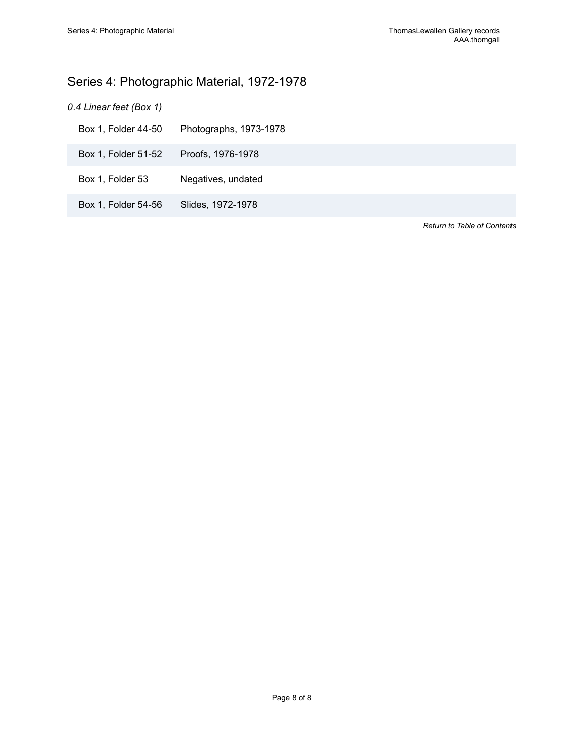## Series 4: Photographic Material, 1972-1978

*0.4 Linear feet (Box 1)*

| | |
|---|---|
| Box 1, Folder 44-50 | Photographs, 1973-1978 |
| Box 1, Folder 51-52 | Proofs, 1976-1978 |
| Box 1, Folder 53 | Negatives, undated |
| Box 1, Folder 54-56 | Slides, 1972-1978 |

*Return to Table of Contents*